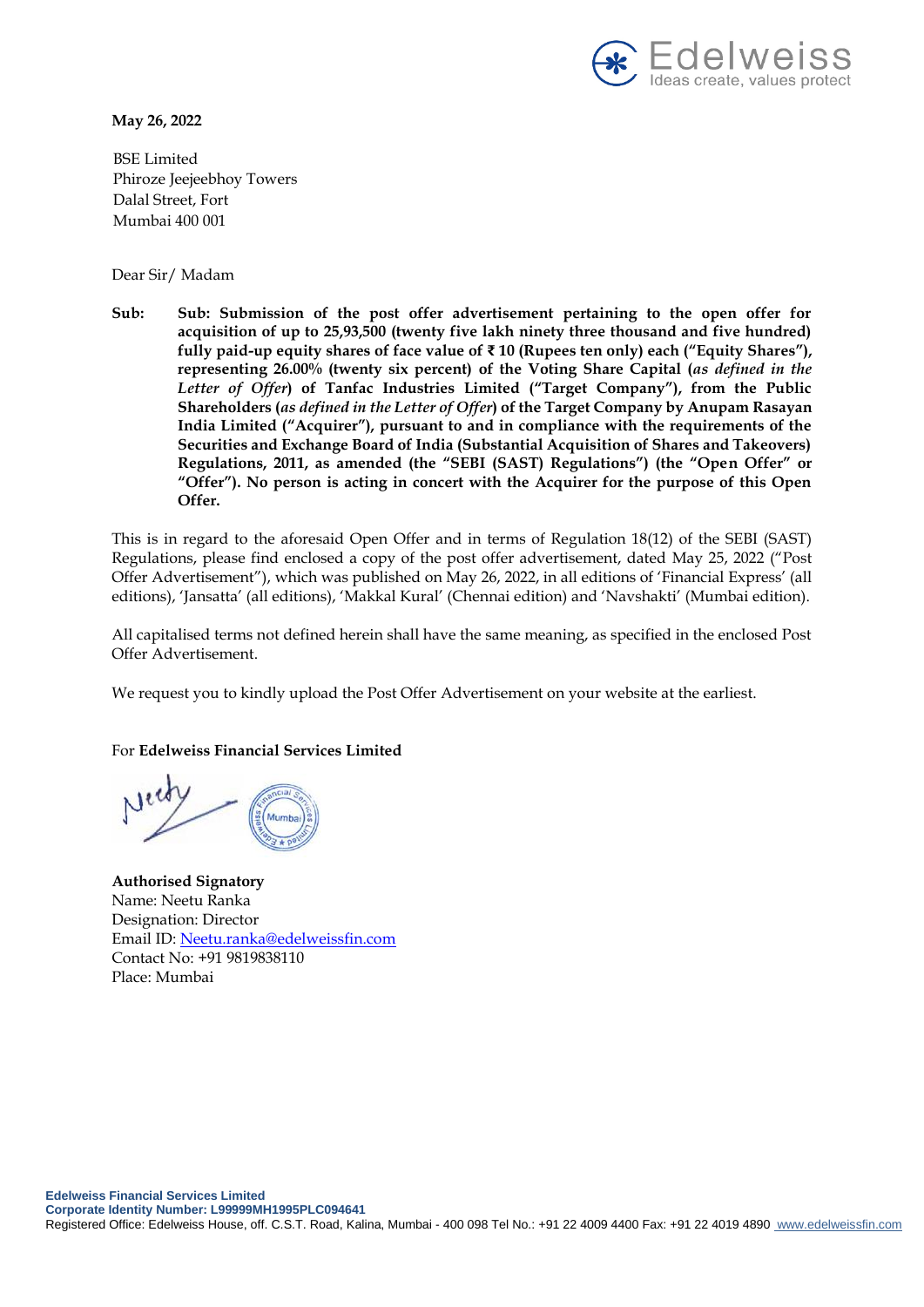**May 26, 2022**

BSE Limited
Phiroze Jeejeebhoy Towers
Dalal Street, Fort
Mumbai 400 001

Dear Sir/ Madam

**Sub: Sub: Submission of the post offer advertisement pertaining to the open offer for acquisition of up to 25,93,500 (twenty five lakh ninety three thousand and five hundred) fully paid-up equity shares of face value of ₹ 10 (Rupees ten only) each ("Equity Shares"), representing 26.00% (twenty six percent) of the Voting Share Capital (*as defined in the Letter of Offer*) of Tanfac Industries Limited ("Target Company"), from the Public Shareholders (*as defined in the Letter of Offer*) of the Target Company by Anupam Rasayan India Limited ("Acquirer"), pursuant to and in compliance with the requirements of the Securities and Exchange Board of India (Substantial Acquisition of Shares and Takeovers) Regulations, 2011, as amended (the "SEBI (SAST) Regulations") (the "Open Offer" or "Offer"). No person is acting in concert with the Acquirer for the purpose of this Open Offer.**

This is in regard to the aforesaid Open Offer and in terms of Regulation 18(12) of the SEBI (SAST) Regulations, please find enclosed a copy of the post offer advertisement, dated May 25, 2022 ("Post Offer Advertisement"), which was published on May 26, 2022, in all editions of 'Financial Express' (all editions), 'Jansatta' (all editions), 'Makkal Kural' (Chennai edition) and 'Navshakti' (Mumbai edition).

All capitalised terms not defined herein shall have the same meaning, as specified in the enclosed Post Offer Advertisement.

We request you to kindly upload the Post Offer Advertisement on your website at the earliest.

For **Edelweiss Financial Services Limited**

**Authorised Signatory**
Name: Neetu Ranka
Designation: Director
Email ID: Neetu.ranka@edelweissfin.com
Contact No: +91 9819838110
Place: Mumbai

**Edelweiss Financial Services Limited**
**Corporate Identity Number: L99999MH1995PLC094641**
Registered Office: Edelweiss House, off. C.S.T. Road, Kalina, Mumbai - 400 098 Tel No.: +91 22 4009 4400 Fax: +91 22 4019 4890 www.edelweissfin.com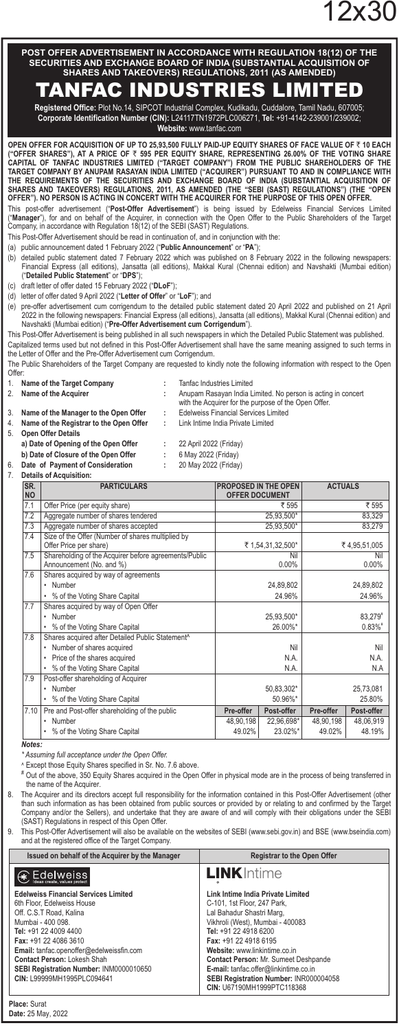**POST OFFER ADVERTISEMENT IN ACCORDANCE WITH REGULATION 18(12) OF THE SECURITIES AND EXCHANGE BOARD OF INDIA (SUBSTANTIAL ACQUISITION OF SHARES AND TAKEOVERS) REGULATIONS, 2011 (AS AMENDED)**

# TANFAC INDUSTRIES LIMITED

**Registered Office:** Plot No.14, SIPCOT Industrial Complex, Kudikadu, Cuddalore, Tamil Nadu, 607005; **Corporate Identification Number (CIN):** L24117TN1972PLC006271, **Tel:** +91-4142-239001/239002; **Website:** www.tanfac.com

**OPEN OFFER FOR ACQUISITION OF UP TO 25,93,500 FULLY PAID-UP EQUITY SHARES OF FACE VALUE OF ₹ 10 EACH ("OFFER SHARES"), AT A PRICE OF ₹ 595 PER EQUITY SHARE, REPRESENTING 26.00% OF THE VOTING SHARE CAPITAL OF TANFAC INDUSTRIES LIMITED ("TARGET COMPANY") FROM THE PUBLIC SHAREHOLDERS OF THE TARGET COMPANY BY ANUPAM RASAYAN INDIA LIMITED ("ACQUIRER") PURSUANT TO AND IN COMPLIANCE WITH THE REQUIREMENTS OF THE SECURITIES AND EXCHANGE BOARD OF INDIA (SUBSTANTIAL ACQUISITION OF SHARES AND TAKEOVERS) REGULATIONS, 2011, AS AMENDED (THE "SEBI (SAST) REGULATIONS") (THE "OPEN OFFER"). NO PERSON IS ACTING IN CONCERT WITH THE ACQUIRER FOR THE PURPOSE OF THIS OPEN OFFER.**

This post-offer advertisement ("**Post-Offer Advertisement**") is being issued by Edelweiss Financial Services Limited ("**Manager**"), for and on behalf of the Acquirer, in connection with the Open Offer to the Public Shareholders of the Target Company, in accordance with Regulation 18(12) of the SEBI (SAST) Regulations.

This Post-Offer Advertisement should be read in continuation of, and in conjunction with the:

(a) public announcement dated 1 February 2022 ("**Public Announcement**" or "**PA**");
(b) detailed public statement dated 7 February 2022 which was published on 8 February 2022 in the following newspapers: Financial Express (all editions), Jansatta (all editions), Makkal Kural (Chennai edition) and Navshakti (Mumbai edition) ("**Detailed Public Statement**" or "**DPS**");
(c) draft letter of offer dated 15 February 2022 ("**DLoF**");
(d) letter of offer dated 9 April 2022 ("**Letter of Offer**" or "**LoF**"); and
(e) pre-offer advertisement cum corrigendum to the detailed public statement dated 20 April 2022 and published on 21 April 2022 in the following newspapers: Financial Express (all editions), Jansatta (all editions), Makkal Kural (Chennai edition) and Navshakti (Mumbai edition) ("**Pre-Offer Advertisement cum Corrigendum**").

This Post-Offer Advertisement is being published in all such newspapers in which the Detailed Public Statement was published.

Capitalized terms used but not defined in this Post-Offer Advertisement shall have the same meaning assigned to such terms in the Letter of Offer and the Pre-Offer Advertisement cum Corrigendum.

The Public Shareholders of the Target Company are requested to kindly note the following information with respect to the Open Offer:

1. **Name of the Target Company** : Tanfac Industries Limited
2. **Name of the Acquirer** : Anupam Rasayan India Limited. No person is acting in concert with the Acquirer for the purpose of the Open Offer.
3. **Name of the Manager to the Open Offer** : Edelweiss Financial Services Limited
4. **Name of the Registrar to the Open Offer** : Link Intime India Private Limited
5. **Open Offer Details**
   a) **Date of Opening of the Open Offer** : 22 April 2022 (Friday)
   b) **Date of Closure of the Open Offer** : 6 May 2022 (Friday)
6. **Date of Payment of Consideration** : 20 May 2022 (Friday)
7. **Details of Acquisition:**

| SR. NO | PARTICULARS | PROPOSED IN THE OPEN OFFER DOCUMENT | | ACTUALS | |
|---|---|---|---|---|---|
| 7.1 | Offer Price (per equity share) | ₹ 595 | | ₹ 595 | |
| 7.2 | Aggregate number of shares tendered | 25,93,500* | | 83,329 | |
| 7.3 | Aggregate number of shares accepted | 25,93,500* | | 83,279 | |
| 7.4 | Size of the Offer (Number of shares multiplied by Offer Price per share) | ₹ 1,54,31,32,500* | | ₹ 4,95,51,005 | |
| 7.5 | Shareholding of the Acquirer before agreements/Public Announcement (No. and %) | Nil<br>0.00% | | Nil<br>0.00% | |
| 7.6 | Shares acquired by way of agreements<br>• Number<br>• % of the Voting Share Capital | 24,89,802<br>24.96% | | 24,89,802<br>24.96% | |
| 7.7 | Shares acquired by way of Open Offer<br>• Number<br>• % of the Voting Share Capital | 25,93,500*<br>26.00%* | | 83,279#<br>0.83%# | |
| 7.8 | Shares acquired after Detailed Public Statement^<br>• Number of shares acquired<br>• Price of the shares acquired<br>• % of the Voting Share Capital | Nil<br>N.A.<br>N.A. | | Nil<br>N.A.<br>N.A | |
| 7.9 | Post-offer shareholding of Acquirer<br>• Number<br>• % of the Voting Share Capital | 50,83,302*<br>50.96%* | | 25,73,081<br>25.80% | |
| 7.10 | Pre and Post-offer shareholding of the public | Pre-offer | Post-offer | Pre-offer | Post-offer |
| | • Number | 48,90,198 | 22,96,698* | 48,90,198 | 48,06,919 |
| | • % of the Voting Share Capital | 49.02% | 23.02%* | 49.02% | 48.19% |

*Notes:*

\* Assuming full acceptance under the Open Offer.

^ Except those Equity Shares specified in Sr. No. 7.6 above.

\# Out of the above, 350 Equity Shares acquired in the Open Offer in physical mode are in the process of being transferred in the name of the Acquirer.

8. The Acquirer and its directors accept full responsibility for the information contained in this Post-Offer Advertisement (other than such information as has been obtained from public sources or provided by or relating to and confirmed by the Target Company and/or the Sellers), and undertake that they are aware of and will comply with their obligations under the SEBI (SAST) Regulations in respect of this Open Offer.
9. This Post-Offer Advertisement will also be available on the websites of SEBI (www.sebi.gov.in) and BSE (www.bseindia.com) and at the registered office of the Target Company.

| Issued on behalf of the Acquirer by the Manager | Registrar to the Open Offer |
|---|---|
| Edelweiss<br>Ideas create, values protect | LINKIntime |
| **Edelweiss Financial Services Limited**<br>6th Floor, Edelweiss House<br>Off. C.S.T Road, Kalina<br>Mumbai - 400 098.<br>**Tel:** +91 22 4009 4400<br>**Fax:** +91 22 4086 3610<br>**Email:** tanfac.openoffer@edelweissfin.com<br>**Contact Person:** Lokesh Shah<br>**SEBI Registration Number:** INM0000010650<br>**CIN:** L99999MH1995PLC094641 | **Link Intime India Private Limited**<br>C-101, 1st Floor, 247 Park,<br>Lal Bahadur Shastri Marg,<br>Vikhroli (West), Mumbai - 400083<br>**Tel:** +91 22 4918 6200<br>**Fax:** +91 22 4918 6195<br>**Website:** www.linkintime.co.in<br>**Contact Person:** Mr. Sumeet Deshpande<br>**E-mail:** tanfac.offer@linkintime.co.in<br>**SEBI Registration Number:** INR000004058<br>**CIN:** U67190MH1999PTC118368 |

**Place:** Surat
**Date:** 25 May, 2022